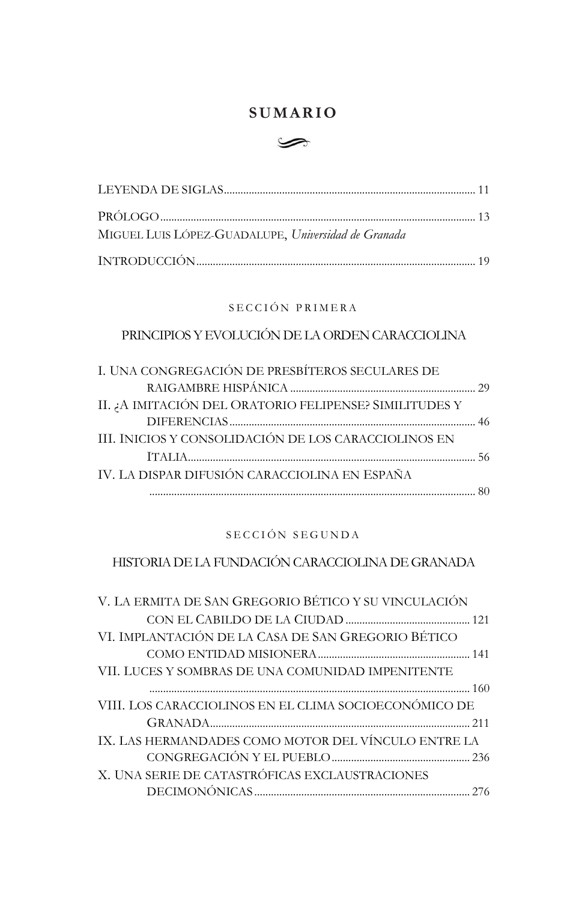# SUMARIO

LEYENDA DE SIGLAS .......... 11

PRÓLOGO .......... 13
MIGUEL LUIS LÓPEZ-GUADALUPE, *Universidad de Granada*

INTRODUCCIÓN .......... 19

SECCIÓN PRIMERA

## PRINCIPIOS Y EVOLUCIÓN DE LA ORDEN CARACCIOLINA

I. UNA CONGREGACIÓN DE PRESBÍTEROS SECULARES DE RAIGAMBRE HISPÁNICA .......... 29

II. ¿A IMITACIÓN DEL ORATORIO FELIPENSE? SIMILITUDES Y DIFERENCIAS .......... 46

III. INICIOS Y CONSOLIDACIÓN DE LOS CARACCIOLINOS EN ITALIA .......... 56

IV. LA DISPAR DIFUSIÓN CARACCIOLINA EN ESPAÑA .......... 80

SECCIÓN SEGUNDA

## HISTORIA DE LA FUNDACIÓN CARACCIOLINA DE GRANADA

V. LA ERMITA DE SAN GREGORIO BÉTICO Y SU VINCULACIÓN CON EL CABILDO DE LA CIUDAD .......... 121

VI. IMPLANTACIÓN DE LA CASA DE SAN GREGORIO BÉTICO COMO ENTIDAD MISIONERA .......... 141

VII. LUCES Y SOMBRAS DE UNA COMUNIDAD IMPENITENTE .......... 160

VIII. LOS CARACCIOLINOS EN EL CLIMA SOCIOECONÓMICO DE GRANADA .......... 211

IX. LAS HERMANDADES COMO MOTOR DEL VÍNCULO ENTRE LA CONGREGACIÓN Y EL PUEBLO .......... 236

X. UNA SERIE DE CATASTRÓFICAS EXCLAUSTRACIONES DECIMONÓNICAS .......... 276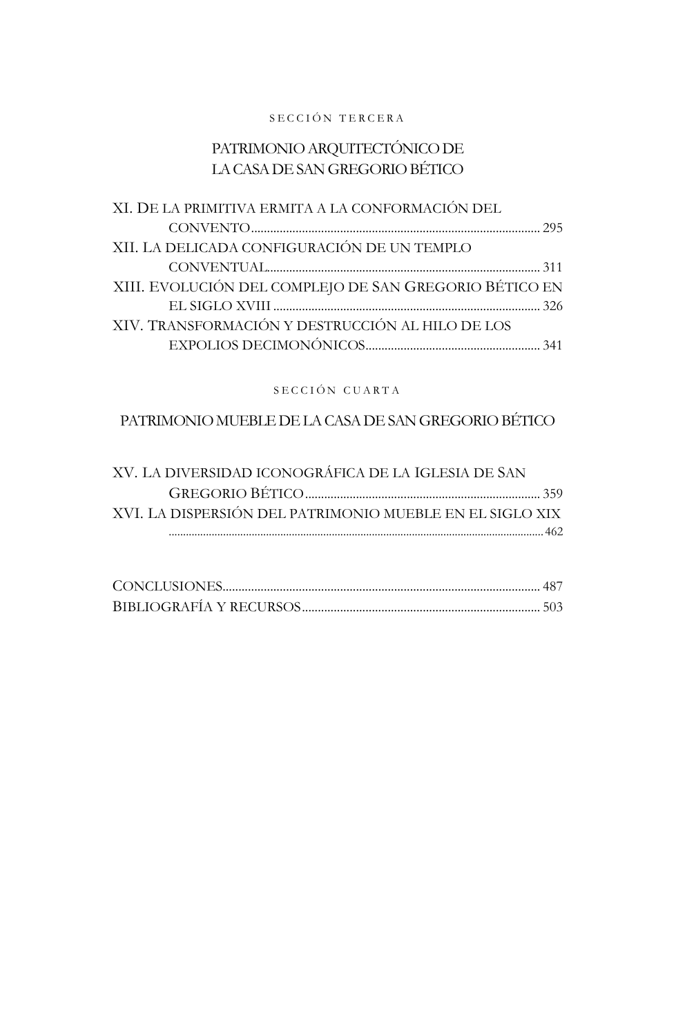SECCIÓN TERCERA

## PATRIMONIO ARQUITECTÓNICO DE LA CASA DE SAN GREGORIO BÉTICO

XI. De la primitiva ermita a la conformación del convento ........ 295

XII. La delicada configuración de un templo conventual ........ 311

XIII. Evolución del complejo de San Gregorio Bético en el siglo XVIII ........ 326

XIV. Transformación y destrucción al hilo de los expolios decimonónicos ........ 341

SECCIÓN CUARTA

## PATRIMONIO MUEBLE DE LA CASA DE SAN GREGORIO BÉTICO

XV. La diversidad iconográfica de la Iglesia de San Gregorio Bético ........ 359

XVI. La dispersión del patrimonio mueble en el siglo XIX ........ 462

Conclusiones ........ 487

Bibliografía y recursos ........ 503